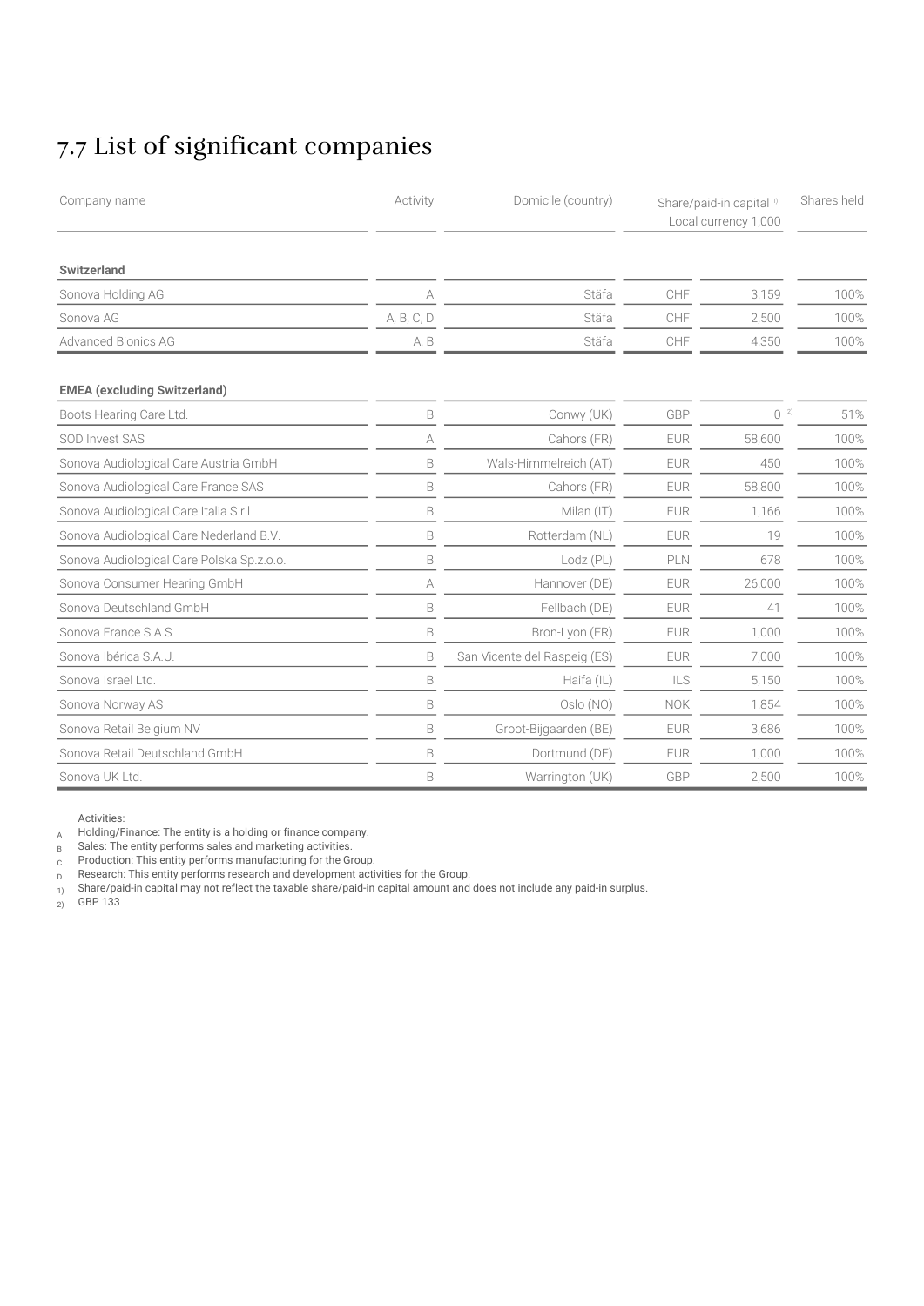# 7.7 List of significant companies

| Company name | Activity | Domicile (country) | Share/paid-in capital [1] Local currency 1,000 | | Shares held |
|---|---|---|---|---|---|
| **Switzerland** | | | | | |
| Sonova Holding AG | A | Stäfa | CHF | 3,159 | 100% |
| Sonova AG | A, B, C, D | Stäfa | CHF | 2,500 | 100% |
| Advanced Bionics AG | A, B | Stäfa | CHF | 4,350 | 100% |
| **EMEA (excluding Switzerland)** | | | | | |
| Boots Hearing Care Ltd. | B | Conwy (UK) | GBP | 0 [2] | 51% |
| SOD Invest SAS | A | Cahors (FR) | EUR | 58,600 | 100% |
| Sonova Audiological Care Austria GmbH | B | Wals-Himmelreich (AT) | EUR | 450 | 100% |
| Sonova Audiological Care France SAS | B | Cahors (FR) | EUR | 58,800 | 100% |
| Sonova Audiological Care Italia S.r.l | B | Milan (IT) | EUR | 1,166 | 100% |
| Sonova Audiological Care Nederland B.V. | B | Rotterdam (NL) | EUR | 19 | 100% |
| Sonova Audiological Care Polska Sp.z.o.o. | B | Lodz (PL) | PLN | 678 | 100% |
| Sonova Consumer Hearing GmbH | A | Hannover (DE) | EUR | 26,000 | 100% |
| Sonova Deutschland GmbH | B | Fellbach (DE) | EUR | 41 | 100% |
| Sonova France S.A.S. | B | Bron-Lyon (FR) | EUR | 1,000 | 100% |
| Sonova Ibérica S.A.U. | B | San Vicente del Raspeig (ES) | EUR | 7,000 | 100% |
| Sonova Israel Ltd. | B | Haifa (IL) | ILS | 5,150 | 100% |
| Sonova Norway AS | B | Oslo (NO) | NOK | 1,854 | 100% |
| Sonova Retail Belgium NV | B | Groot-Bijgaarden (BE) | EUR | 3,686 | 100% |
| Sonova Retail Deutschland GmbH | B | Dortmund (DE) | EUR | 1,000 | 100% |
| Sonova UK Ltd. | B | Warrington (UK) | GBP | 2,500 | 100% |

Activities:

A Holding/Finance: The entity is a holding or finance company.

B Sales: The entity performs sales and marketing activities.

C Production: This entity performs manufacturing for the Group.

D Research: This entity performs research and development activities for the Group.

1) Share/paid-in capital may not reflect the taxable share/paid-in capital amount and does not include any paid-in surplus.

2) GBP 133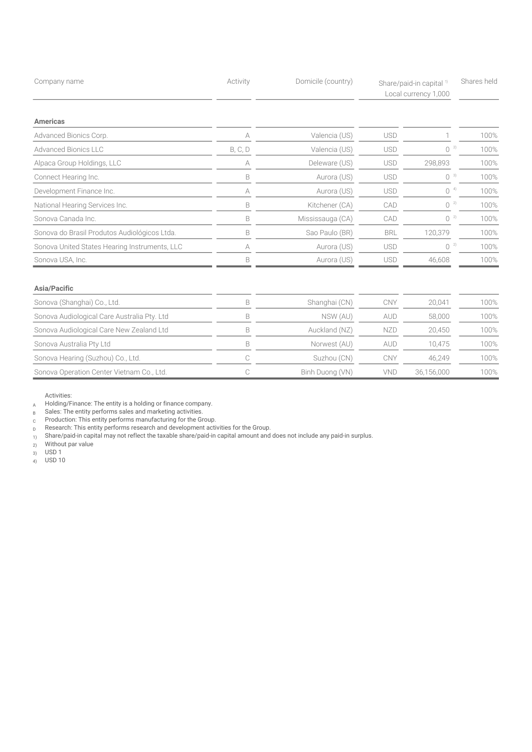| Company name | Activity | Domicile (country) | Share/paid-in capital [1] Local currency 1,000 | | Shares held |
|---|---|---|---|---|---|
| **Americas** | | | | | |
| Advanced Bionics Corp. | A | Valencia (US) | USD | 1 | 100% |
| Advanced Bionics LLC | B, C, D | Valencia (US) | USD | 0 [2] | 100% |
| Alpaca Group Holdings, LLC | A | Deleware (US) | USD | 298,893 | 100% |
| Connect Hearing Inc. | B | Aurora (US) | USD | 0 [3] | 100% |
| Development Finance Inc. | A | Aurora (US) | USD | 0 [4] | 100% |
| National Hearing Services Inc. | B | Kitchener (CA) | CAD | 0 [2] | 100% |
| Sonova Canada Inc. | B | Mississauga (CA) | CAD | 0 [2] | 100% |
| Sonova do Brasil Produtos Audiológicos Ltda. | B | Sao Paulo (BR) | BRL | 120,379 | 100% |
| Sonova United States Hearing Instruments, LLC | A | Aurora (US) | USD | 0 [2] | 100% |
| Sonova USA, Inc. | B | Aurora (US) | USD | 46,608 | 100% |
| **Asia/Pacific** | | | | | |
| Sonova (Shanghai) Co., Ltd. | B | Shanghai (CN) | CNY | 20,041 | 100% |
| Sonova Audiological Care Australia Pty. Ltd | B | NSW (AU) | AUD | 58,000 | 100% |
| Sonova Audiological Care New Zealand Ltd | B | Auckland (NZ) | NZD | 20,450 | 100% |
| Sonova Australia Pty Ltd | B | Norwest (AU) | AUD | 10,475 | 100% |
| Sonova Hearing (Suzhou) Co., Ltd. | C | Suzhou (CN) | CNY | 46,249 | 100% |
| Sonova Operation Center Vietnam Co., Ltd. | C | Binh Duong (VN) | VND | 36,156,000 | 100% |

Activities:

A Holding/Finance: The entity is a holding or finance company.
B Sales: The entity performs sales and marketing activities.
C Production: This entity performs manufacturing for the Group.
D Research: This entity performs research and development activities for the Group.

1) Share/paid-in capital may not reflect the taxable share/paid-in capital amount and does not include any paid-in surplus.
2) Without par value
3) USD 1
4) USD 10